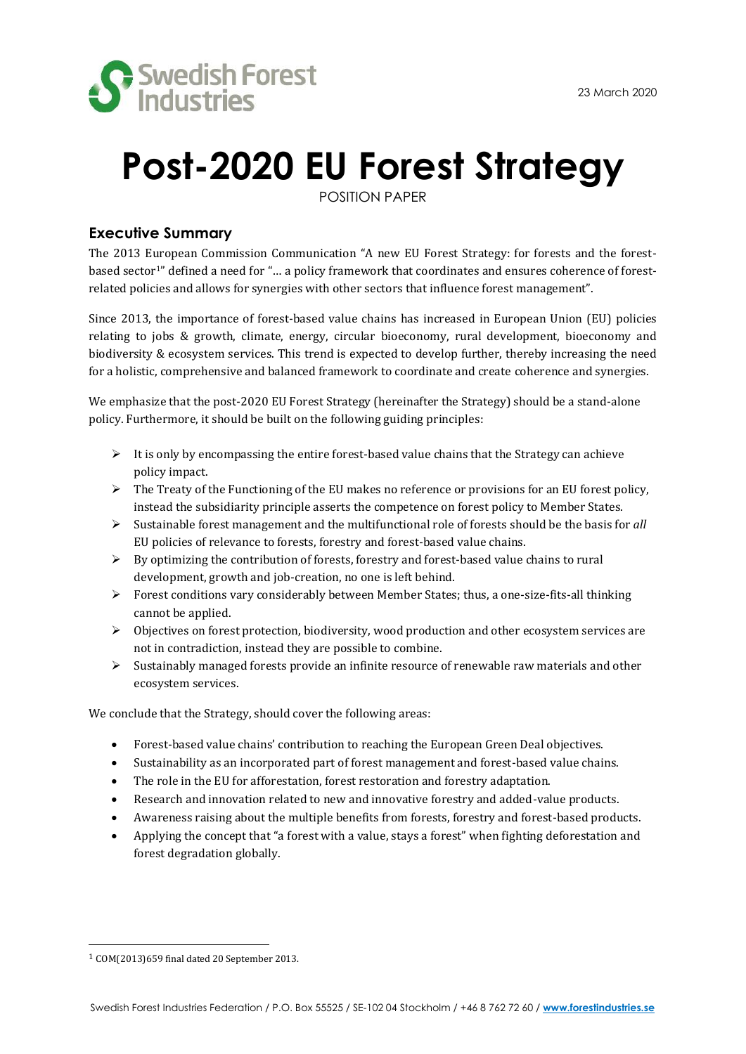Swedish Forest Industries

23 March 2020

# Post-2020 EU Forest Strategy

POSITION PAPER

## Executive Summary

The 2013 European Commission Communication "A new EU Forest Strategy: for forests and the forest-based sector[1]" defined a need for "… a policy framework that coordinates and ensures coherence of forest-related policies and allows for synergies with other sectors that influence forest management".

Since 2013, the importance of forest-based value chains has increased in European Union (EU) policies relating to jobs & growth, climate, energy, circular bioeconomy, rural development, bioeconomy and biodiversity & ecosystem services. This trend is expected to develop further, thereby increasing the need for a holistic, comprehensive and balanced framework to coordinate and create coherence and synergies.

We emphasize that the post-2020 EU Forest Strategy (hereinafter the Strategy) should be a stand-alone policy. Furthermore, it should be built on the following guiding principles:

- It is only by encompassing the entire forest-based value chains that the Strategy can achieve policy impact.
- The Treaty of the Functioning of the EU makes no reference or provisions for an EU forest policy, instead the subsidiarity principle asserts the competence on forest policy to Member States.
- Sustainable forest management and the multifunctional role of forests should be the basis for *all* EU policies of relevance to forests, forestry and forest-based value chains.
- By optimizing the contribution of forests, forestry and forest-based value chains to rural development, growth and job-creation, no one is left behind.
- Forest conditions vary considerably between Member States; thus, a one-size-fits-all thinking cannot be applied.
- Objectives on forest protection, biodiversity, wood production and other ecosystem services are not in contradiction, instead they are possible to combine.
- Sustainably managed forests provide an infinite resource of renewable raw materials and other ecosystem services.

We conclude that the Strategy, should cover the following areas:

- Forest-based value chains' contribution to reaching the European Green Deal objectives.
- Sustainability as an incorporated part of forest management and forest-based value chains.
- The role in the EU for afforestation, forest restoration and forestry adaptation.
- Research and innovation related to new and innovative forestry and added-value products.
- Awareness raising about the multiple benefits from forests, forestry and forest-based products.
- Applying the concept that "a forest with a value, stays a forest" when fighting deforestation and forest degradation globally.

[1] COM(2013)659 final dated 20 September 2013.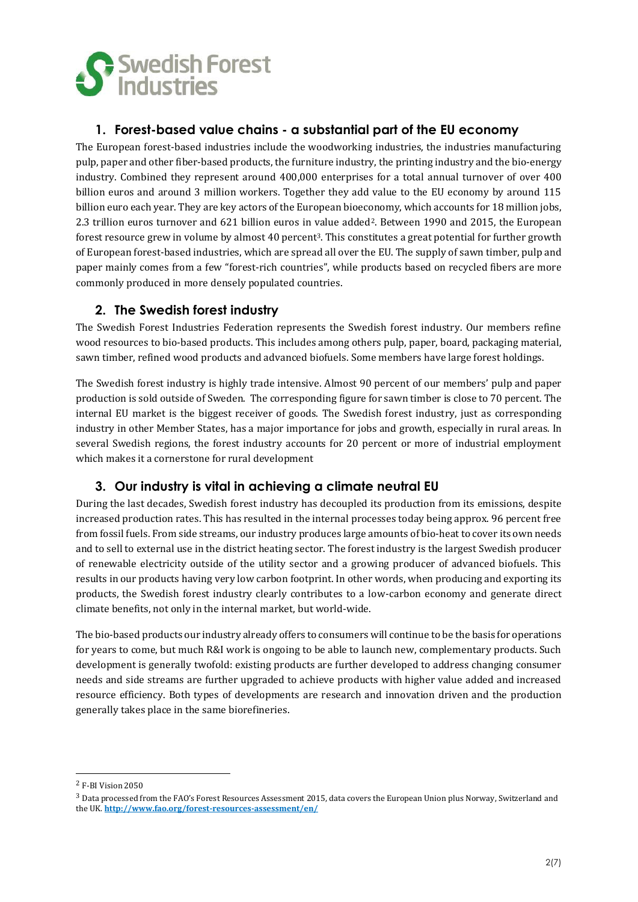## 1. Forest-based value chains - a substantial part of the EU economy

The European forest-based industries include the woodworking industries, the industries manufacturing pulp, paper and other fiber-based products, the furniture industry, the printing industry and the bio-energy industry. Combined they represent around 400,000 enterprises for a total annual turnover of over 400 billion euros and around 3 million workers. Together they add value to the EU economy by around 115 billion euro each year. They are key actors of the European bioeconomy, which accounts for 18 million jobs, 2.3 trillion euros turnover and 621 billion euros in value added[2]. Between 1990 and 2015, the European forest resource grew in volume by almost 40 percent[3]. This constitutes a great potential for further growth of European forest-based industries, which are spread all over the EU. The supply of sawn timber, pulp and paper mainly comes from a few "forest-rich countries", while products based on recycled fibers are more commonly produced in more densely populated countries.

## 2. The Swedish forest industry

The Swedish Forest Industries Federation represents the Swedish forest industry. Our members refine wood resources to bio-based products. This includes among others pulp, paper, board, packaging material, sawn timber, refined wood products and advanced biofuels. Some members have large forest holdings.

The Swedish forest industry is highly trade intensive. Almost 90 percent of our members' pulp and paper production is sold outside of Sweden. The corresponding figure for sawn timber is close to 70 percent. The internal EU market is the biggest receiver of goods. The Swedish forest industry, just as corresponding industry in other Member States, has a major importance for jobs and growth, especially in rural areas. In several Swedish regions, the forest industry accounts for 20 percent or more of industrial employment which makes it a cornerstone for rural development

## 3. Our industry is vital in achieving a climate neutral EU

During the last decades, Swedish forest industry has decoupled its production from its emissions, despite increased production rates. This has resulted in the internal processes today being approx. 96 percent free from fossil fuels. From side streams, our industry produces large amounts of bio-heat to cover its own needs and to sell to external use in the district heating sector. The forest industry is the largest Swedish producer of renewable electricity outside of the utility sector and a growing producer of advanced biofuels. This results in our products having very low carbon footprint. In other words, when producing and exporting its products, the Swedish forest industry clearly contributes to a low-carbon economy and generate direct climate benefits, not only in the internal market, but world-wide.

The bio-based products our industry already offers to consumers will continue to be the basis for operations for years to come, but much R&I work is ongoing to be able to launch new, complementary products. Such development is generally twofold: existing products are further developed to address changing consumer needs and side streams are further upgraded to achieve products with higher value added and increased resource efficiency. Both types of developments are research and innovation driven and the production generally takes place in the same biorefineries.

---

[2] F-BI Vision 2050

[3] Data processed from the FAO's Forest Resources Assessment 2015, data covers the European Union plus Norway, Switzerland and the UK. **http://www.fao.org/forest-resources-assessment/en/**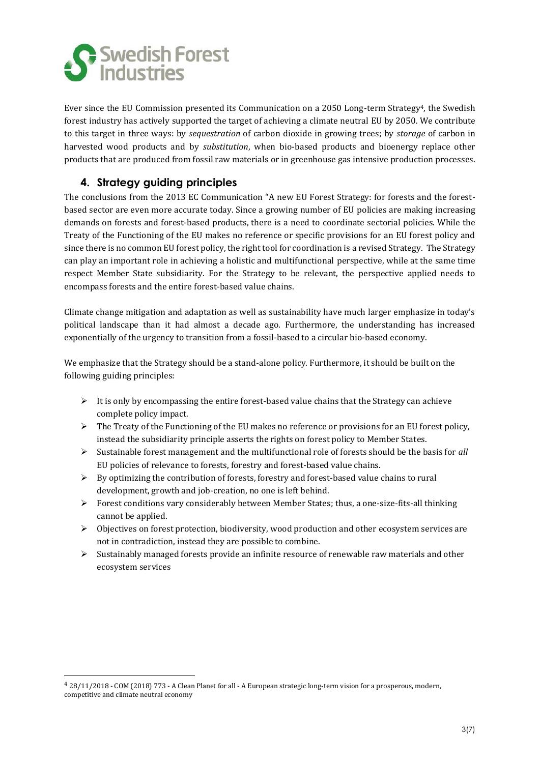Ever since the EU Commission presented its Communication on a 2050 Long-term Strategy[4], the Swedish forest industry has actively supported the target of achieving a climate neutral EU by 2050. We contribute to this target in three ways: by *sequestration* of carbon dioxide in growing trees; by *storage* of carbon in harvested wood products and by *substitution*, when bio-based products and bioenergy replace other products that are produced from fossil raw materials or in greenhouse gas intensive production processes.

## 4. Strategy guiding principles

The conclusions from the 2013 EC Communication "A new EU Forest Strategy: for forests and the forest-based sector are even more accurate today. Since a growing number of EU policies are making increasing demands on forests and forest-based products, there is a need to coordinate sectorial policies. While the Treaty of the Functioning of the EU makes no reference or specific provisions for an EU forest policy and since there is no common EU forest policy, the right tool for coordination is a revised Strategy. The Strategy can play an important role in achieving a holistic and multifunctional perspective, while at the same time respect Member State subsidiarity. For the Strategy to be relevant, the perspective applied needs to encompass forests and the entire forest-based value chains.

Climate change mitigation and adaptation as well as sustainability have much larger emphasize in today's political landscape than it had almost a decade ago. Furthermore, the understanding has increased exponentially of the urgency to transition from a fossil-based to a circular bio-based economy.

We emphasize that the Strategy should be a stand-alone policy. Furthermore, it should be built on the following guiding principles:

- It is only by encompassing the entire forest-based value chains that the Strategy can achieve complete policy impact.
- The Treaty of the Functioning of the EU makes no reference or provisions for an EU forest policy, instead the subsidiarity principle asserts the rights on forest policy to Member States.
- Sustainable forest management and the multifunctional role of forests should be the basis for *all* EU policies of relevance to forests, forestry and forest-based value chains.
- By optimizing the contribution of forests, forestry and forest-based value chains to rural development, growth and job-creation, no one is left behind.
- Forest conditions vary considerably between Member States; thus, a one-size-fits-all thinking cannot be applied.
- Objectives on forest protection, biodiversity, wood production and other ecosystem services are not in contradiction, instead they are possible to combine.
- Sustainably managed forests provide an infinite resource of renewable raw materials and other ecosystem services

[4] 28/11/2018 - COM (2018) 773 - A Clean Planet for all - A European strategic long-term vision for a prosperous, modern, competitive and climate neutral economy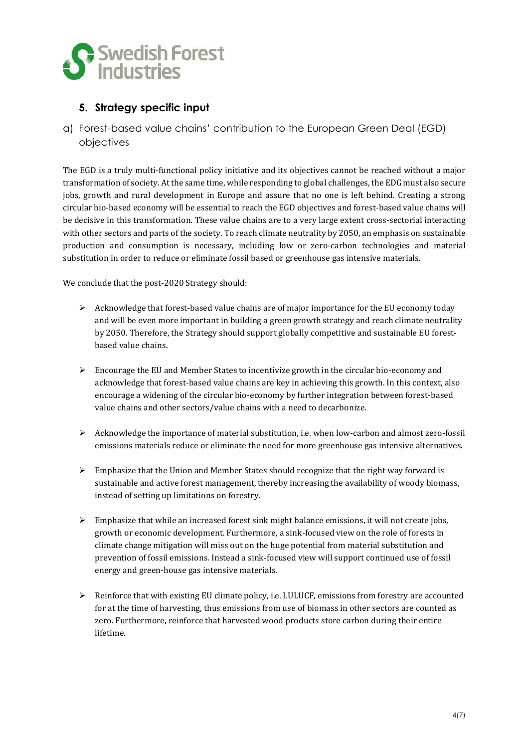## 5. Strategy specific input

### a) Forest-based value chains' contribution to the European Green Deal (EGD) objectives

The EGD is a truly multi-functional policy initiative and its objectives cannot be reached without a major transformation of society. At the same time, while responding to global challenges, the EDG must also secure jobs, growth and rural development in Europe and assure that no one is left behind. Creating a strong circular bio-based economy will be essential to reach the EGD objectives and forest-based value chains will be decisive in this transformation. These value chains are to a very large extent cross-sectorial interacting with other sectors and parts of the society. To reach climate neutrality by 2050, an emphasis on sustainable production and consumption is necessary, including low or zero-carbon technologies and material substitution in order to reduce or eliminate fossil based or greenhouse gas intensive materials.

We conclude that the post-2020 Strategy should:

- Acknowledge that forest-based value chains are of major importance for the EU economy today and will be even more important in building a green growth strategy and reach climate neutrality by 2050. Therefore, the Strategy should support globally competitive and sustainable EU forest-based value chains.
- Encourage the EU and Member States to incentivize growth in the circular bio-economy and acknowledge that forest-based value chains are key in achieving this growth. In this context, also encourage a widening of the circular bio-economy by further integration between forest-based value chains and other sectors/value chains with a need to decarbonize.
- Acknowledge the importance of material substitution, i.e. when low-carbon and almost zero-fossil emissions materials reduce or eliminate the need for more greenhouse gas intensive alternatives.
- Emphasize that the Union and Member States should recognize that the right way forward is sustainable and active forest management, thereby increasing the availability of woody biomass, instead of setting up limitations on forestry.
- Emphasize that while an increased forest sink might balance emissions, it will not create jobs, growth or economic development. Furthermore, a sink-focused view on the role of forests in climate change mitigation will miss out on the huge potential from material substitution and prevention of fossil emissions. Instead a sink-focused view will support continued use of fossil energy and green-house gas intensive materials.
- Reinforce that with existing EU climate policy, i.e. LULUCF, emissions from forestry are accounted for at the time of harvesting, thus emissions from use of biomass in other sectors are counted as zero. Furthermore, reinforce that harvested wood products store carbon during their entire lifetime.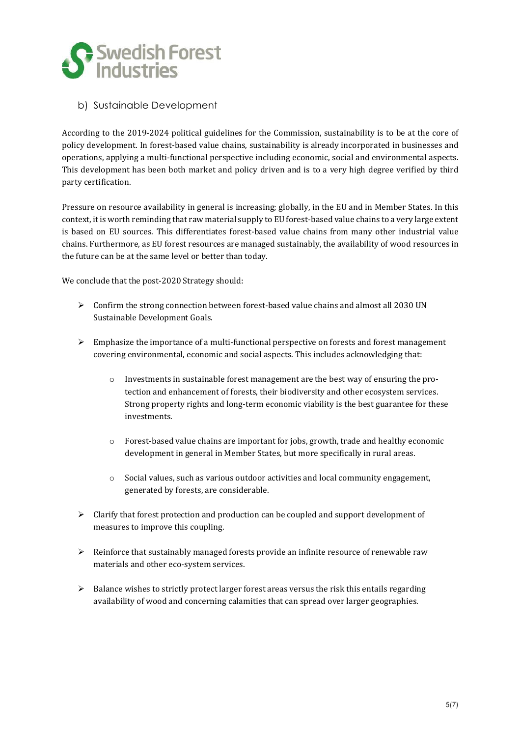## b) Sustainable Development

According to the 2019-2024 political guidelines for the Commission, sustainability is to be at the core of policy development. In forest-based value chains, sustainability is already incorporated in businesses and operations, applying a multi-functional perspective including economic, social and environmental aspects. This development has been both market and policy driven and is to a very high degree verified by third party certification.

Pressure on resource availability in general is increasing; globally, in the EU and in Member States. In this context, it is worth reminding that raw material supply to EU forest-based value chains to a very large extent is based on EU sources. This differentiates forest-based value chains from many other industrial value chains. Furthermore, as EU forest resources are managed sustainably, the availability of wood resources in the future can be at the same level or better than today.

We conclude that the post-2020 Strategy should:

- Confirm the strong connection between forest-based value chains and almost all 2030 UN Sustainable Development Goals.
- Emphasize the importance of a multi-functional perspective on forests and forest management covering environmental, economic and social aspects. This includes acknowledging that:
  - Investments in sustainable forest management are the best way of ensuring the protection and enhancement of forests, their biodiversity and other ecosystem services. Strong property rights and long-term economic viability is the best guarantee for these investments.
  - Forest-based value chains are important for jobs, growth, trade and healthy economic development in general in Member States, but more specifically in rural areas.
  - Social values, such as various outdoor activities and local community engagement, generated by forests, are considerable.
- Clarify that forest protection and production can be coupled and support development of measures to improve this coupling.
- Reinforce that sustainably managed forests provide an infinite resource of renewable raw materials and other eco-system services.
- Balance wishes to strictly protect larger forest areas versus the risk this entails regarding availability of wood and concerning calamities that can spread over larger geographies.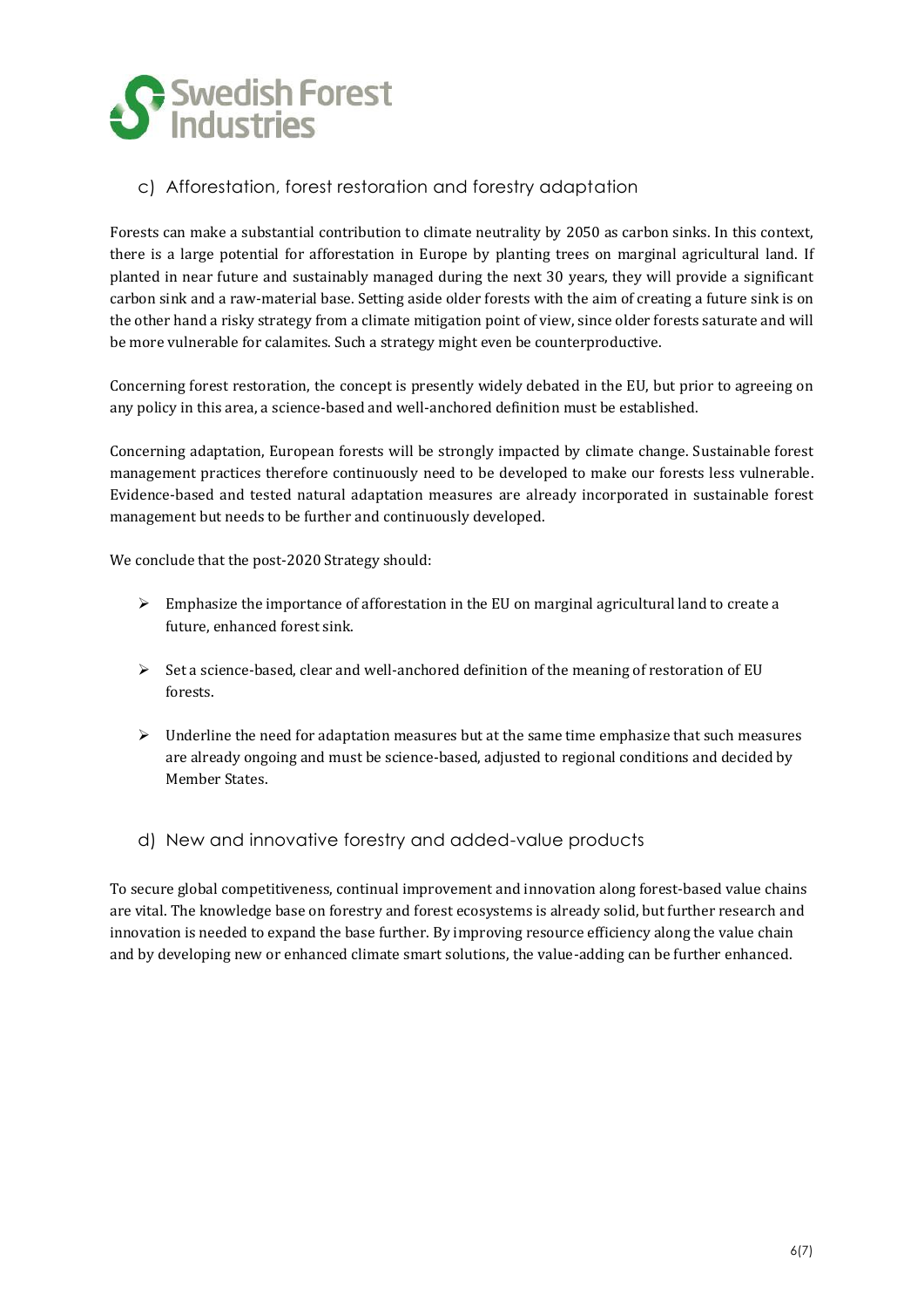### c) Afforestation, forest restoration and forestry adaptation

Forests can make a substantial contribution to climate neutrality by 2050 as carbon sinks. In this context, there is a large potential for afforestation in Europe by planting trees on marginal agricultural land. If planted in near future and sustainably managed during the next 30 years, they will provide a significant carbon sink and a raw-material base. Setting aside older forests with the aim of creating a future sink is on the other hand a risky strategy from a climate mitigation point of view, since older forests saturate and will be more vulnerable for calamites. Such a strategy might even be counterproductive.

Concerning forest restoration, the concept is presently widely debated in the EU, but prior to agreeing on any policy in this area, a science-based and well-anchored definition must be established.

Concerning adaptation, European forests will be strongly impacted by climate change. Sustainable forest management practices therefore continuously need to be developed to make our forests less vulnerable. Evidence-based and tested natural adaptation measures are already incorporated in sustainable forest management but needs to be further and continuously developed.

We conclude that the post-2020 Strategy should:

- Emphasize the importance of afforestation in the EU on marginal agricultural land to create a future, enhanced forest sink.
- Set a science-based, clear and well-anchored definition of the meaning of restoration of EU forests.
- Underline the need for adaptation measures but at the same time emphasize that such measures are already ongoing and must be science-based, adjusted to regional conditions and decided by Member States.

### d) New and innovative forestry and added-value products

To secure global competitiveness, continual improvement and innovation along forest-based value chains are vital. The knowledge base on forestry and forest ecosystems is already solid, but further research and innovation is needed to expand the base further. By improving resource efficiency along the value chain and by developing new or enhanced climate smart solutions, the value-adding can be further enhanced.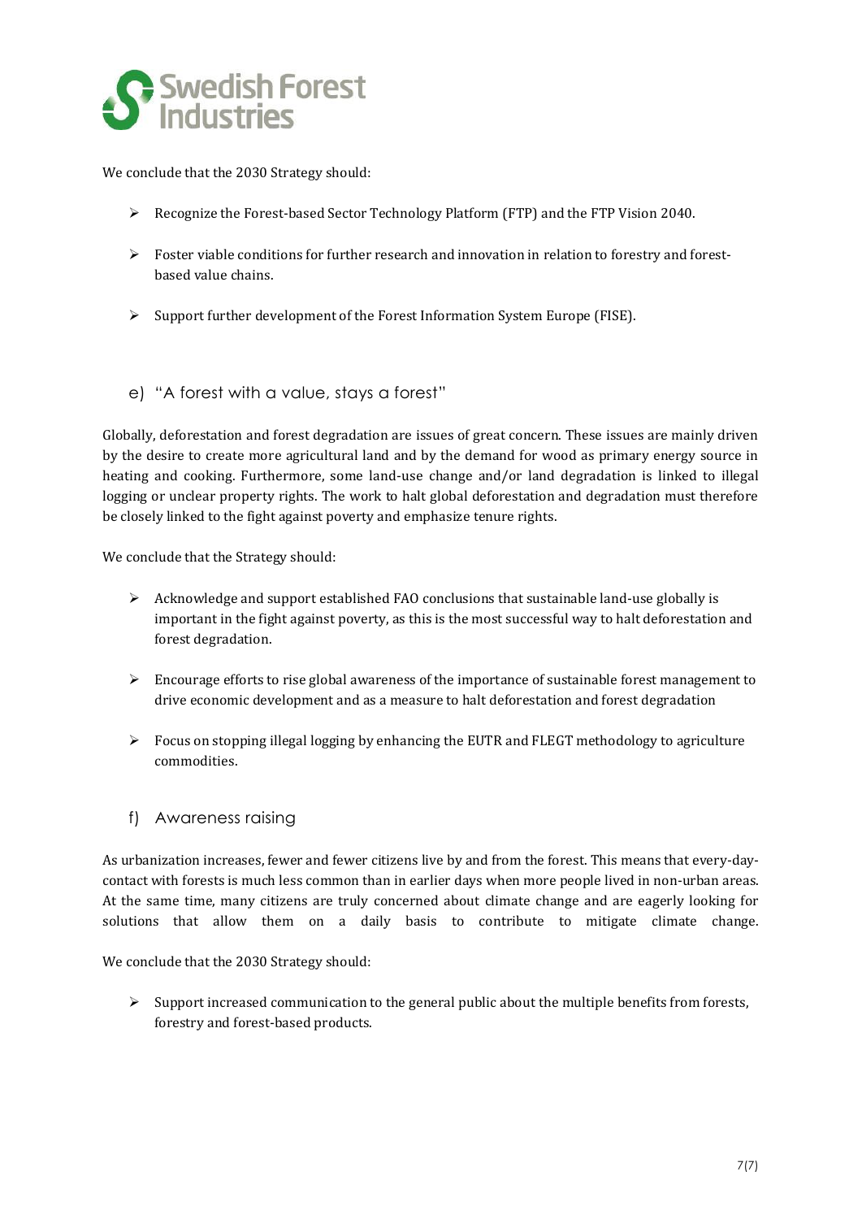We conclude that the 2030 Strategy should:

- Recognize the Forest-based Sector Technology Platform (FTP) and the FTP Vision 2040.
- Foster viable conditions for further research and innovation in relation to forestry and forest-based value chains.
- Support further development of the Forest Information System Europe (FISE).

## e) "A forest with a value, stays a forest"

Globally, deforestation and forest degradation are issues of great concern. These issues are mainly driven by the desire to create more agricultural land and by the demand for wood as primary energy source in heating and cooking. Furthermore, some land-use change and/or land degradation is linked to illegal logging or unclear property rights. The work to halt global deforestation and degradation must therefore be closely linked to the fight against poverty and emphasize tenure rights.

We conclude that the Strategy should:

- Acknowledge and support established FAO conclusions that sustainable land-use globally is important in the fight against poverty, as this is the most successful way to halt deforestation and forest degradation.
- Encourage efforts to rise global awareness of the importance of sustainable forest management to drive economic development and as a measure to halt deforestation and forest degradation
- Focus on stopping illegal logging by enhancing the EUTR and FLEGT methodology to agriculture commodities.

## f) Awareness raising

As urbanization increases, fewer and fewer citizens live by and from the forest. This means that every-day-contact with forests is much less common than in earlier days when more people lived in non-urban areas. At the same time, many citizens are truly concerned about climate change and are eagerly looking for solutions that allow them on a daily basis to contribute to mitigate climate change.

We conclude that the 2030 Strategy should:

- Support increased communication to the general public about the multiple benefits from forests, forestry and forest-based products.